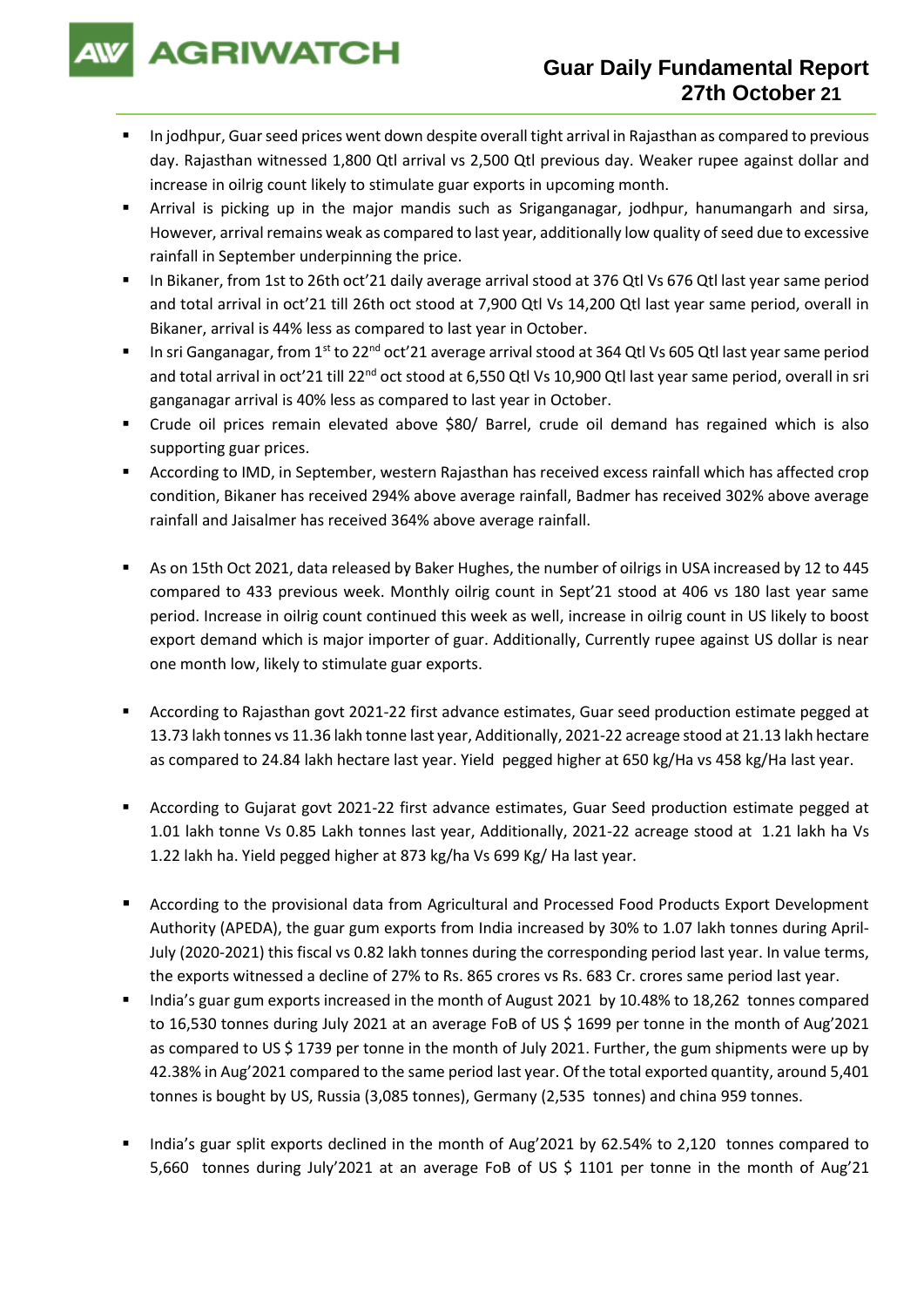# Guar Daily Fundamental Report
## 27th October 21

- In jodhpur, Guar seed prices went down despite overall tight arrival in Rajasthan as compared to previous day. Rajasthan witnessed 1,800 Qtl arrival vs 2,500 Qtl previous day. Weaker rupee against dollar and increase in oilrig count likely to stimulate guar exports in upcoming month.
- Arrival is picking up in the major mandis such as Sriganganagar, jodhpur, hanumangarh and sirsa, However, arrival remains weak as compared to last year, additionally low quality of seed due to excessive rainfall in September underpinning the price.
- In Bikaner, from 1st to 26th oct'21 daily average arrival stood at 376 Qtl Vs 676 Qtl last year same period and total arrival in oct'21 till 26th oct stood at 7,900 Qtl Vs 14,200 Qtl last year same period, overall in Bikaner, arrival is 44% less as compared to last year in October.
- In sri Ganganagar, from 1st to 22nd oct'21 average arrival stood at 364 Qtl Vs 605 Qtl last year same period and total arrival in oct'21 till 22nd oct stood at 6,550 Qtl Vs 10,900 Qtl last year same period, overall in sri ganganagar arrival is 40% less as compared to last year in October.
- Crude oil prices remain elevated above $80/ Barrel, crude oil demand has regained which is also supporting guar prices.
- According to IMD, in September, western Rajasthan has received excess rainfall which has affected crop condition, Bikaner has received 294% above average rainfall, Badmer has received 302% above average rainfall and Jaisalmer has received 364% above average rainfall.

- As on 15th Oct 2021, data released by Baker Hughes, the number of oilrigs in USA increased by 12 to 445 compared to 433 previous week. Monthly oilrig count in Sept'21 stood at 406 vs 180 last year same period. Increase in oilrig count continued this week as well, increase in oilrig count in US likely to boost export demand which is major importer of guar. Additionally, Currently rupee against US dollar is near one month low, likely to stimulate guar exports.

- According to Rajasthan govt 2021-22 first advance estimates, Guar seed production estimate pegged at 13.73 lakh tonnes vs 11.36 lakh tonne last year, Additionally, 2021-22 acreage stood at 21.13 lakh hectare as compared to 24.84 lakh hectare last year. Yield pegged higher at 650 kg/Ha vs 458 kg/Ha last year.

- According to Gujarat govt 2021-22 first advance estimates, Guar Seed production estimate pegged at 1.01 lakh tonne Vs 0.85 Lakh tonnes last year, Additionally, 2021-22 acreage stood at 1.21 lakh ha Vs 1.22 lakh ha. Yield pegged higher at 873 kg/ha Vs 699 Kg/ Ha last year.

- According to the provisional data from Agricultural and Processed Food Products Export Development Authority (APEDA), the guar gum exports from India increased by 30% to 1.07 lakh tonnes during April-July (2020-2021) this fiscal vs 0.82 lakh tonnes during the corresponding period last year. In value terms, the exports witnessed a decline of 27% to Rs. 865 crores vs Rs. 683 Cr. crores same period last year.
- India's guar gum exports increased in the month of August 2021 by 10.48% to 18,262 tonnes compared to 16,530 tonnes during July 2021 at an average FoB of US $ 1699 per tonne in the month of Aug'2021 as compared to US $ 1739 per tonne in the month of July 2021. Further, the gum shipments were up by 42.38% in Aug'2021 compared to the same period last year. Of the total exported quantity, around 5,401 tonnes is bought by US, Russia (3,085 tonnes), Germany (2,535 tonnes) and china 959 tonnes.

- India's guar split exports declined in the month of Aug'2021 by 62.54% to 2,120 tonnes compared to 5,660 tonnes during July'2021 at an average FoB of US $ 1101 per tonne in the month of Aug'21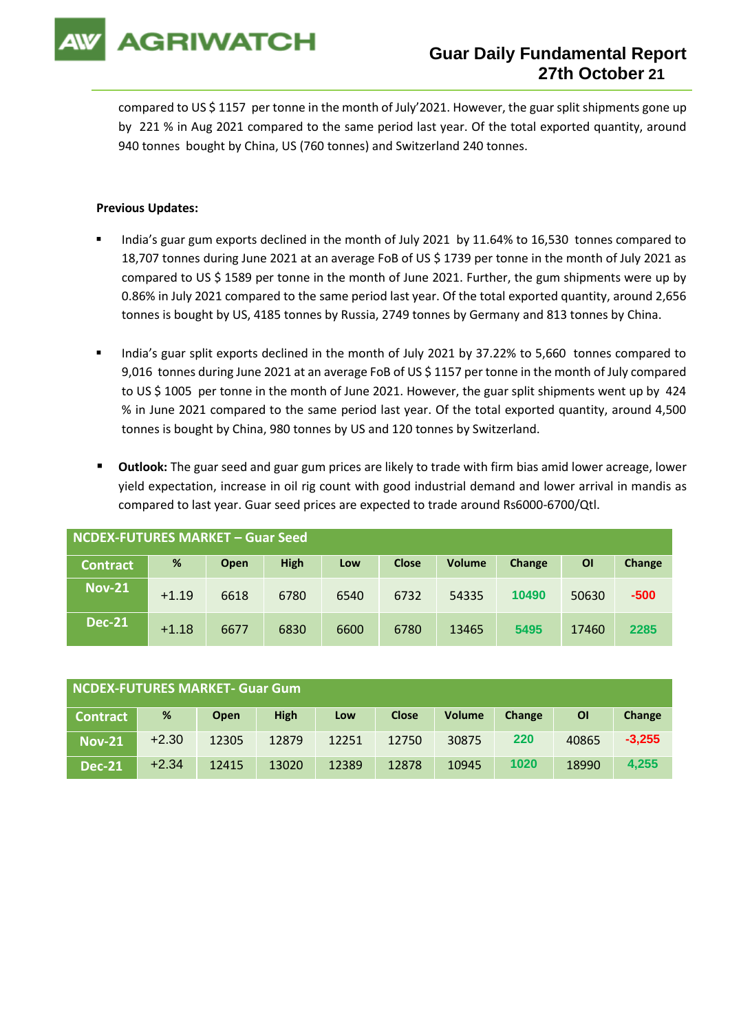compared to US $ 1157 per tonne in the month of July'2021. However, the guar split shipments gone up by 221 % in Aug 2021 compared to the same period last year. Of the total exported quantity, around 940 tonnes bought by China, US (760 tonnes) and Switzerland 240 tonnes.

**Previous Updates:**

- India's guar gum exports declined in the month of July 2021 by 11.64% to 16,530 tonnes compared to 18,707 tonnes during June 2021 at an average FoB of US $ 1739 per tonne in the month of July 2021 as compared to US $ 1589 per tonne in the month of June 2021. Further, the gum shipments were up by 0.86% in July 2021 compared to the same period last year. Of the total exported quantity, around 2,656 tonnes is bought by US, 4185 tonnes by Russia, 2749 tonnes by Germany and 813 tonnes by China.

- India's guar split exports declined in the month of July 2021 by 37.22% to 5,660 tonnes compared to 9,016 tonnes during June 2021 at an average FoB of US $ 1157 per tonne in the month of July compared to US $ 1005 per tonne in the month of June 2021. However, the guar split shipments went up by 424 % in June 2021 compared to the same period last year. Of the total exported quantity, around 4,500 tonnes is bought by China, 980 tonnes by US and 120 tonnes by Switzerland.

- **Outlook:** The guar seed and guar gum prices are likely to trade with firm bias amid lower acreage, lower yield expectation, increase in oil rig count with good industrial demand and lower arrival in mandis as compared to last year. Guar seed prices are expected to trade around Rs6000-6700/Qtl.

**NCDEX-FUTURES MARKET – Guar Seed**

| Contract | % | Open | High | Low | Close | Volume | Change | OI | Change |
|---|---|---|---|---|---|---|---|---|---|
| Nov-21 | +1.19 | 6618 | 6780 | 6540 | 6732 | 54335 | 10490 | 50630 | -500 |
| Dec-21 | +1.18 | 6677 | 6830 | 6600 | 6780 | 13465 | 5495 | 17460 | 2285 |

**NCDEX-FUTURES MARKET- Guar Gum**

| Contract | % | Open | High | Low | Close | Volume | Change | OI | Change |
|---|---|---|---|---|---|---|---|---|---|
| Nov-21 | +2.30 | 12305 | 12879 | 12251 | 12750 | 30875 | 220 | 40865 | -3,255 |
| Dec-21 | +2.34 | 12415 | 13020 | 12389 | 12878 | 10945 | 1020 | 18990 | 4,255 |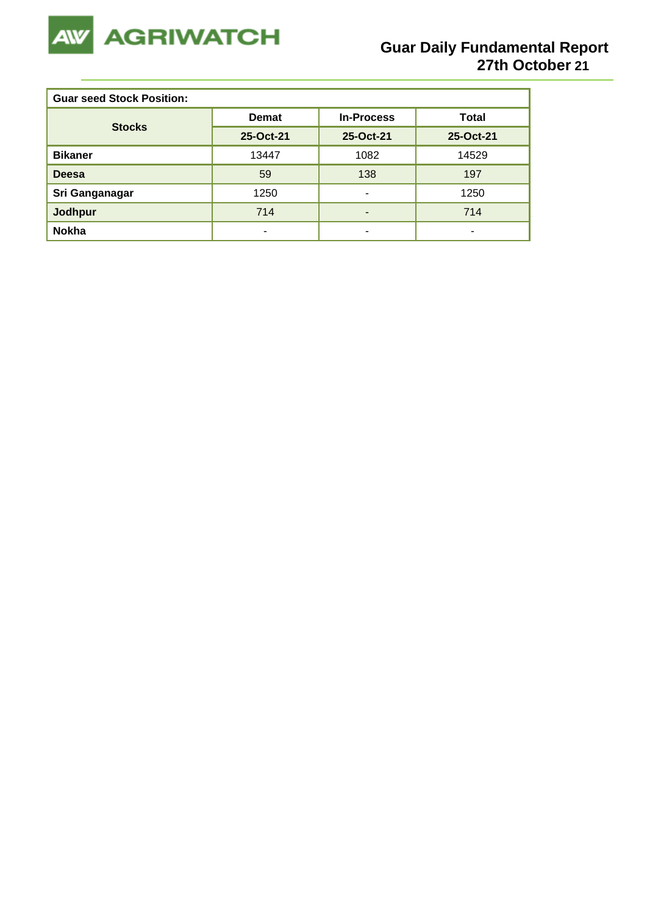| Guar seed Stock Position: | | | |
|---|---|---|---|
| **Stocks** | **Demat** | **In-Process** | **Total** |
| | **25-Oct-21** | **25-Oct-21** | **25-Oct-21** |
| **Bikaner** | 13447 | 1082 | 14529 |
| **Deesa** | 59 | 138 | 197 |
| **Sri Ganganagar** | 1250 | - | 1250 |
| **Jodhpur** | 714 | - | 714 |
| **Nokha** | - | - | - |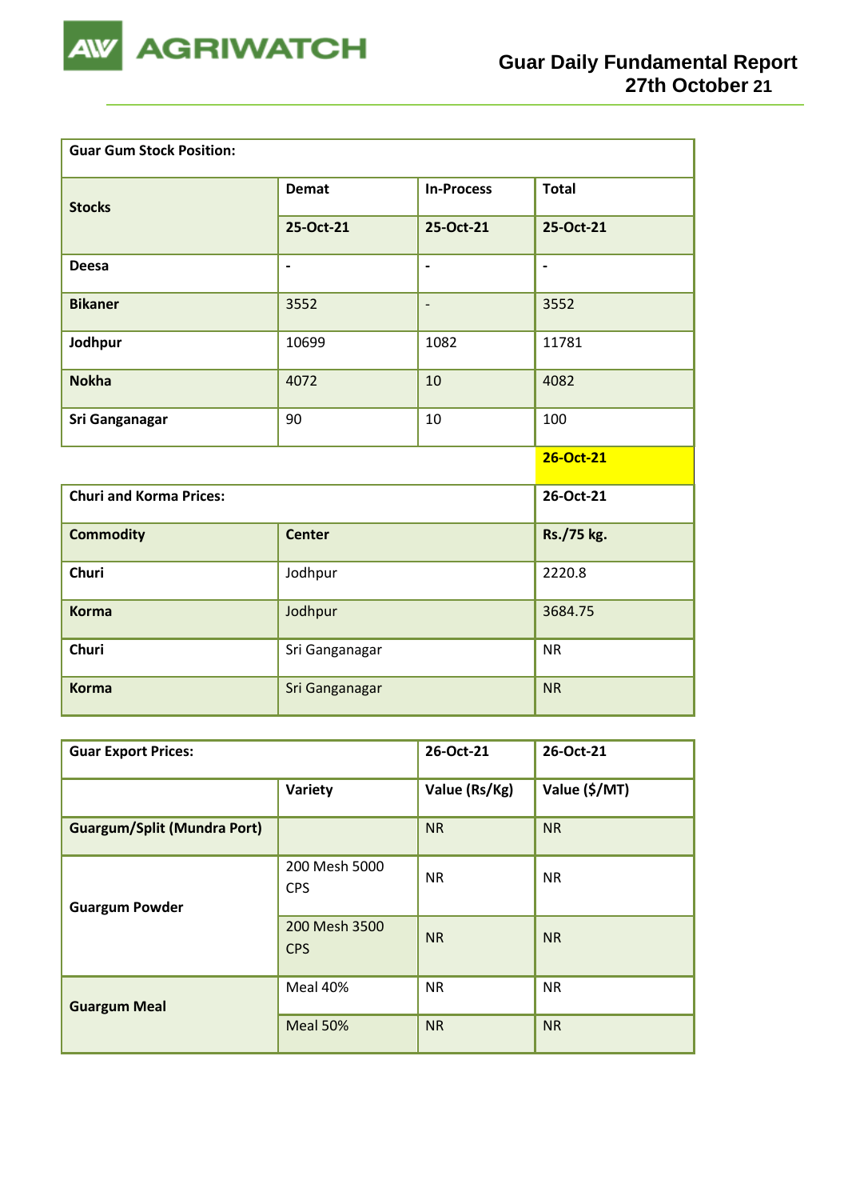# Guar Daily Fundamental Report
## 27th October 21

| Guar Gum Stock Position: | | | |
|---|---|---|---|
| Stocks | Demat | In-Process | Total |
| | 25-Oct-21 | 25-Oct-21 | 25-Oct-21 |
| Deesa | - | - | - |
| Bikaner | 3552 | - | 3552 |
| Jodhpur | 10699 | 1082 | 11781 |
| Nokha | 4072 | 10 | 4082 |
| Sri Ganganagar | 90 | 10 | 100 |

| Churi and Korma Prices: | | 26-Oct-21 |
|---|---|---|
| Commodity | Center | Rs./75 kg. |
| Churi | Jodhpur | 2220.8 |
| Korma | Jodhpur | 3684.75 |
| Churi | Sri Ganganagar | NR |
| Korma | Sri Ganganagar | NR |

| Guar Export Prices: | | 26-Oct-21 | 26-Oct-21 |
|---|---|---|---|
| | Variety | Value (Rs/Kg) | Value ($/MT) |
| Guargum/Split (Mundra Port) | | NR | NR |
| Guargum Powder | 200 Mesh 5000 CPS | NR | NR |
| | 200 Mesh 3500 CPS | NR | NR |
| Guargum Meal | Meal 40% | NR | NR |
| | Meal 50% | NR | NR |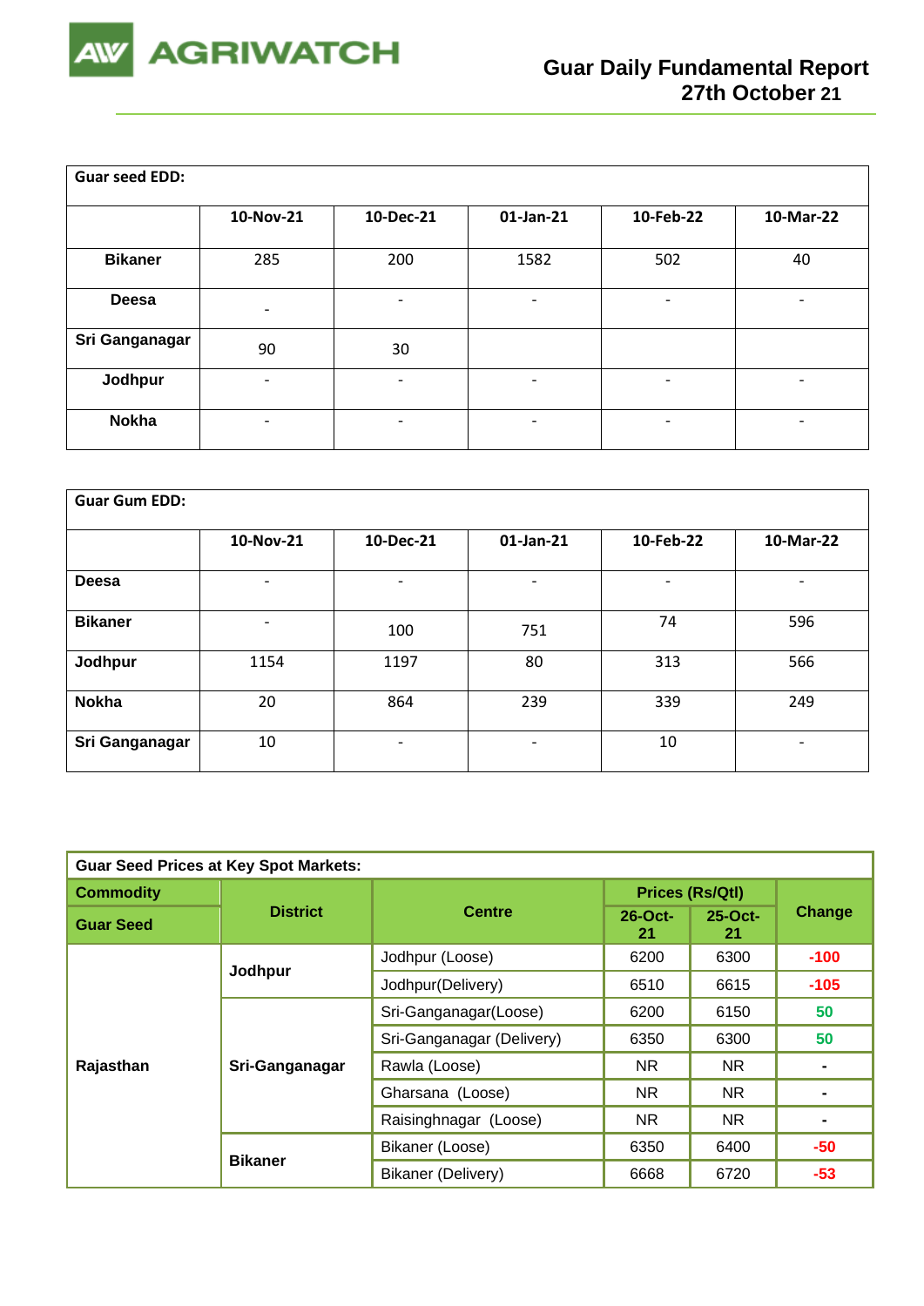| Guar seed EDD: | | | | | |
|---|---|---|---|---|---|
| | 10-Nov-21 | 10-Dec-21 | 01-Jan-21 | 10-Feb-22 | 10-Mar-22 |
| **Bikaner** | 285 | 200 | 1582 | 502 | 40 |
| **Deesa** | - | - | - | - | - |
| **Sri Ganganagar** | 90 | 30 | | | |
| **Jodhpur** | - | - | - | - | - |
| **Nokha** | - | - | - | - | - |

| Guar Gum EDD: | | | | | |
|---|---|---|---|---|---|
| | 10-Nov-21 | 10-Dec-21 | 01-Jan-21 | 10-Feb-22 | 10-Mar-22 |
| **Deesa** | - | - | - | - | - |
| **Bikaner** | - | 100 | 751 | 74 | 596 |
| **Jodhpur** | 1154 | 1197 | 80 | 313 | 566 |
| **Nokha** | 20 | 864 | 239 | 339 | 249 |
| **Sri Ganganagar** | 10 | - | - | 10 | - |

| Guar Seed Prices at Key Spot Markets: | | | | | |
|---|---|---|---|---|---|
| **Commodity** | **District** | **Centre** | **Prices (Rs/Qtl)** | | **Change** |
| **Guar Seed** | | | **26-Oct-21** | **25-Oct-21** | |
| **Rajasthan** | **Jodhpur** | Jodhpur (Loose) | 6200 | 6300 | -100 |
| | | Jodhpur(Delivery) | 6510 | 6615 | -105 |
| | **Sri-Ganganagar** | Sri-Ganganagar(Loose) | 6200 | 6150 | 50 |
| | | Sri-Ganganagar (Delivery) | 6350 | 6300 | 50 |
| | | Rawla (Loose) | NR | NR | - |
| | | Gharsana (Loose) | NR | NR | - |
| | | Raisinghnagar (Loose) | NR | NR | - |
| | **Bikaner** | Bikaner (Loose) | 6350 | 6400 | -50 |
| | | Bikaner (Delivery) | 6668 | 6720 | -53 |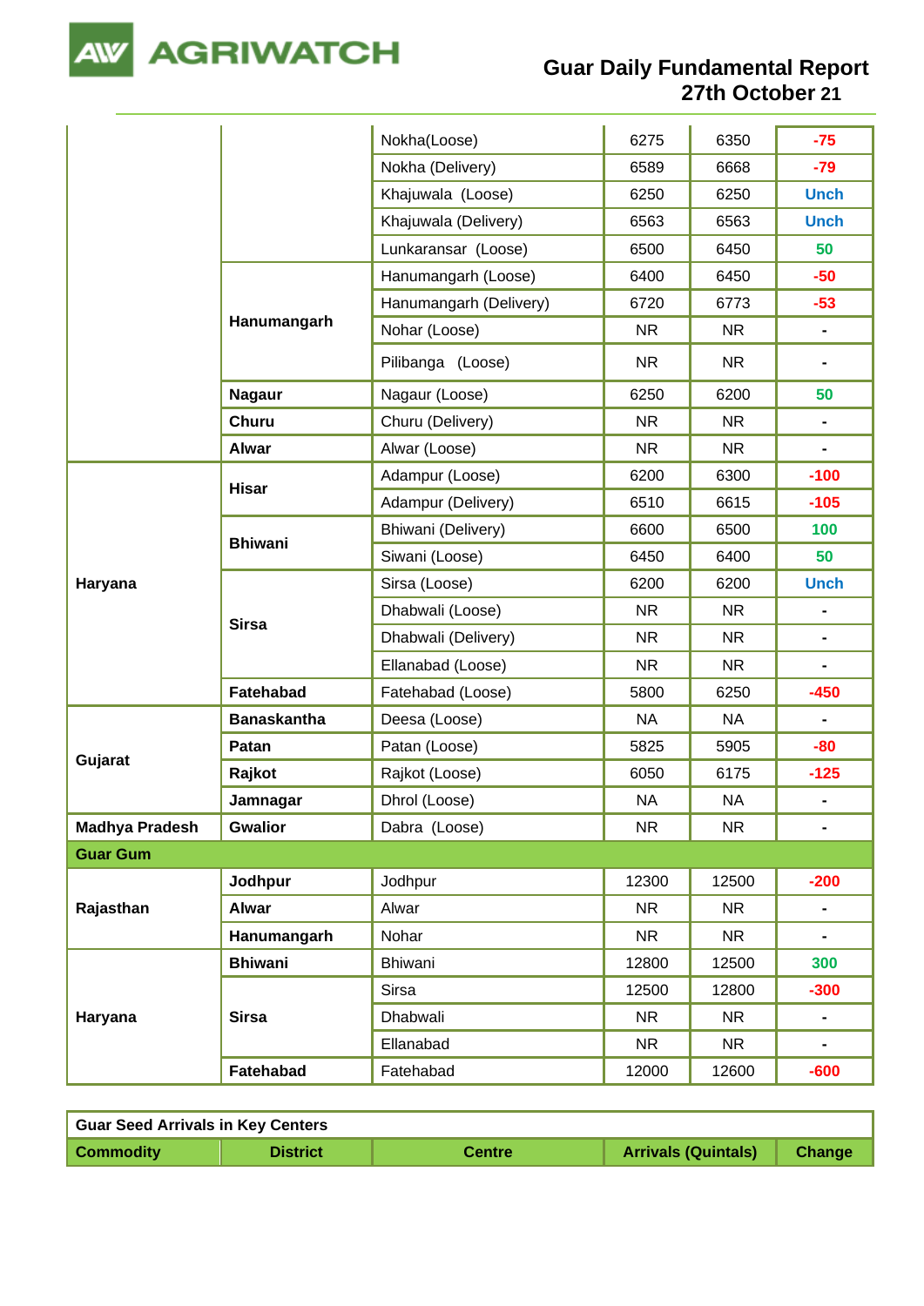| | | | | | |
|---|---|---|---|---|---|
| | | Nokha(Loose) | 6275 | 6350 | -75 |
| | | Nokha (Delivery) | 6589 | 6668 | -79 |
| | | Khajuwala (Loose) | 6250 | 6250 | Unch |
| | | Khajuwala (Delivery) | 6563 | 6563 | Unch |
| | | Lunkaransar (Loose) | 6500 | 6450 | 50 |
| | **Hanumangarh** | Hanumangarh (Loose) | 6400 | 6450 | -50 |
| | | Hanumangarh (Delivery) | 6720 | 6773 | -53 |
| | | Nohar (Loose) | NR | NR | - |
| | | Pilibanga (Loose) | NR | NR | - |
| | **Nagaur** | Nagaur (Loose) | 6250 | 6200 | 50 |
| | **Churu** | Churu (Delivery) | NR | NR | - |
| | **Alwar** | Alwar (Loose) | NR | NR | - |
| **Haryana** | **Hisar** | Adampur (Loose) | 6200 | 6300 | -100 |
| | | Adampur (Delivery) | 6510 | 6615 | -105 |
| | **Bhiwani** | Bhiwani (Delivery) | 6600 | 6500 | 100 |
| | | Siwani (Loose) | 6450 | 6400 | 50 |
| | **Sirsa** | Sirsa (Loose) | 6200 | 6200 | Unch |
| | | Dhabwali (Loose) | NR | NR | - |
| | | Dhabwali (Delivery) | NR | NR | - |
| | | Ellanabad (Loose) | NR | NR | - |
| | **Fatehabad** | Fatehabad (Loose) | 5800 | 6250 | -450 |
| **Gujarat** | **Banaskantha** | Deesa (Loose) | NA | NA | - |
| | **Patan** | Patan (Loose) | 5825 | 5905 | -80 |
| | **Rajkot** | Rajkot (Loose) | 6050 | 6175 | -125 |
| | **Jamnagar** | Dhrol (Loose) | NA | NA | - |
| **Madhya Pradesh** | **Gwalior** | Dabra (Loose) | NR | NR | - |
| **Guar Gum** | | | | | |
| **Rajasthan** | **Jodhpur** | Jodhpur | 12300 | 12500 | -200 |
| | **Alwar** | Alwar | NR | NR | - |
| | **Hanumangarh** | Nohar | NR | NR | - |
| **Haryana** | **Bhiwani** | Bhiwani | 12800 | 12500 | 300 |
| | **Sirsa** | Sirsa | 12500 | 12800 | -300 |
| | | Dhabwali | NR | NR | - |
| | | Ellanabad | NR | NR | - |
| | **Fatehabad** | Fatehabad | 12000 | 12600 | -600 |

| **Guar Seed Arrivals in Key Centers** | | | | |
|---|---|---|---|---|
| **Commodity** | **District** | **Centre** | **Arrivals (Quintals)** | **Change** |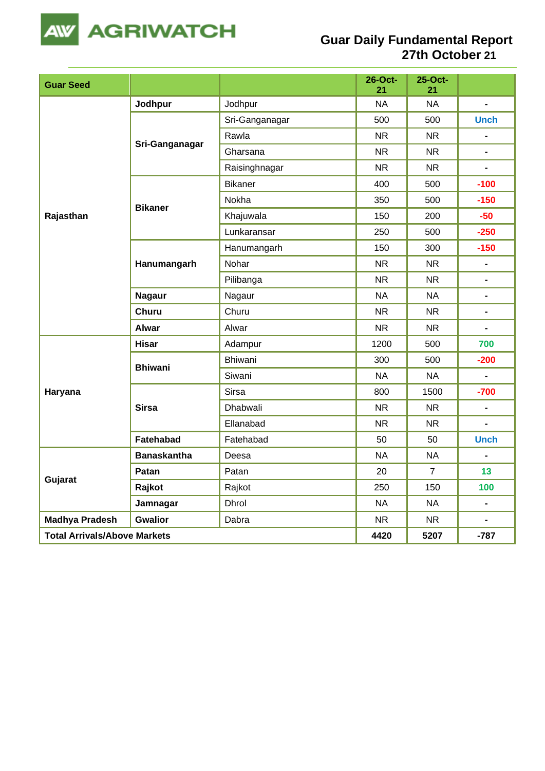| Guar Seed | | | 26-Oct-21 | 25-Oct-21 | |
|---|---|---|---|---|---|
| Rajasthan | Jodhpur | Jodhpur | NA | NA | - |
| | Sri-Ganganagar | Sri-Ganganagar | 500 | 500 | Unch |
| | | Rawla | NR | NR | - |
| | | Gharsana | NR | NR | - |
| | | Raisinghnagar | NR | NR | - |
| | Bikaner | Bikaner | 400 | 500 | -100 |
| | | Nokha | 350 | 500 | -150 |
| | | Khajuwala | 150 | 200 | -50 |
| | | Lunkaransar | 250 | 500 | -250 |
| | Hanumangarh | Hanumangarh | 150 | 300 | -150 |
| | | Nohar | NR | NR | - |
| | | Pilibanga | NR | NR | - |
| | Nagaur | Nagaur | NA | NA | - |
| | Churu | Churu | NR | NR | - |
| | Alwar | Alwar | NR | NR | - |
| Haryana | Hisar | Adampur | 1200 | 500 | 700 |
| | Bhiwani | Bhiwani | 300 | 500 | -200 |
| | | Siwani | NA | NA | - |
| | Sirsa | Sirsa | 800 | 1500 | -700 |
| | | Dhabwali | NR | NR | - |
| | | Ellanabad | NR | NR | - |
| | Fatehabad | Fatehabad | 50 | 50 | Unch |
| Gujarat | Banaskantha | Deesa | NA | NA | - |
| | Patan | Patan | 20 | 7 | 13 |
| | Rajkot | Rajkot | 250 | 150 | 100 |
| | Jamnagar | Dhrol | NA | NA | - |
| Madhya Pradesh | Gwalior | Dabra | NR | NR | - |
| Total Arrivals/Above Markets | | | 4420 | 5207 | -787 |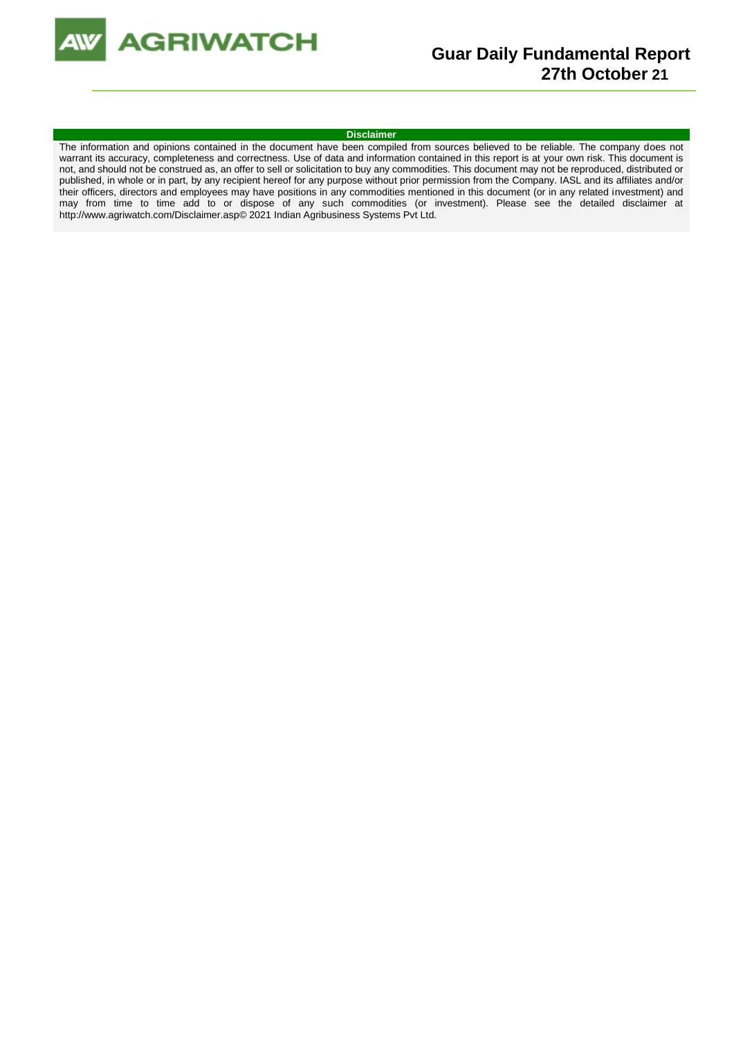## Disclaimer

The information and opinions contained in the document have been compiled from sources believed to be reliable. The company does not warrant its accuracy, completeness and correctness. Use of data and information contained in this report is at your own risk. This document is not, and should not be construed as, an offer to sell or solicitation to buy any commodities. This document may not be reproduced, distributed or published, in whole or in part, by any recipient hereof for any purpose without prior permission from the Company. IASL and its affiliates and/or their officers, directors and employees may have positions in any commodities mentioned in this document (or in any related investment) and may from time to time add to or dispose of any such commodities (or investment). Please see the detailed disclaimer at http://www.agriwatch.com/Disclaimer.asp© 2021 Indian Agribusiness Systems Pvt Ltd.